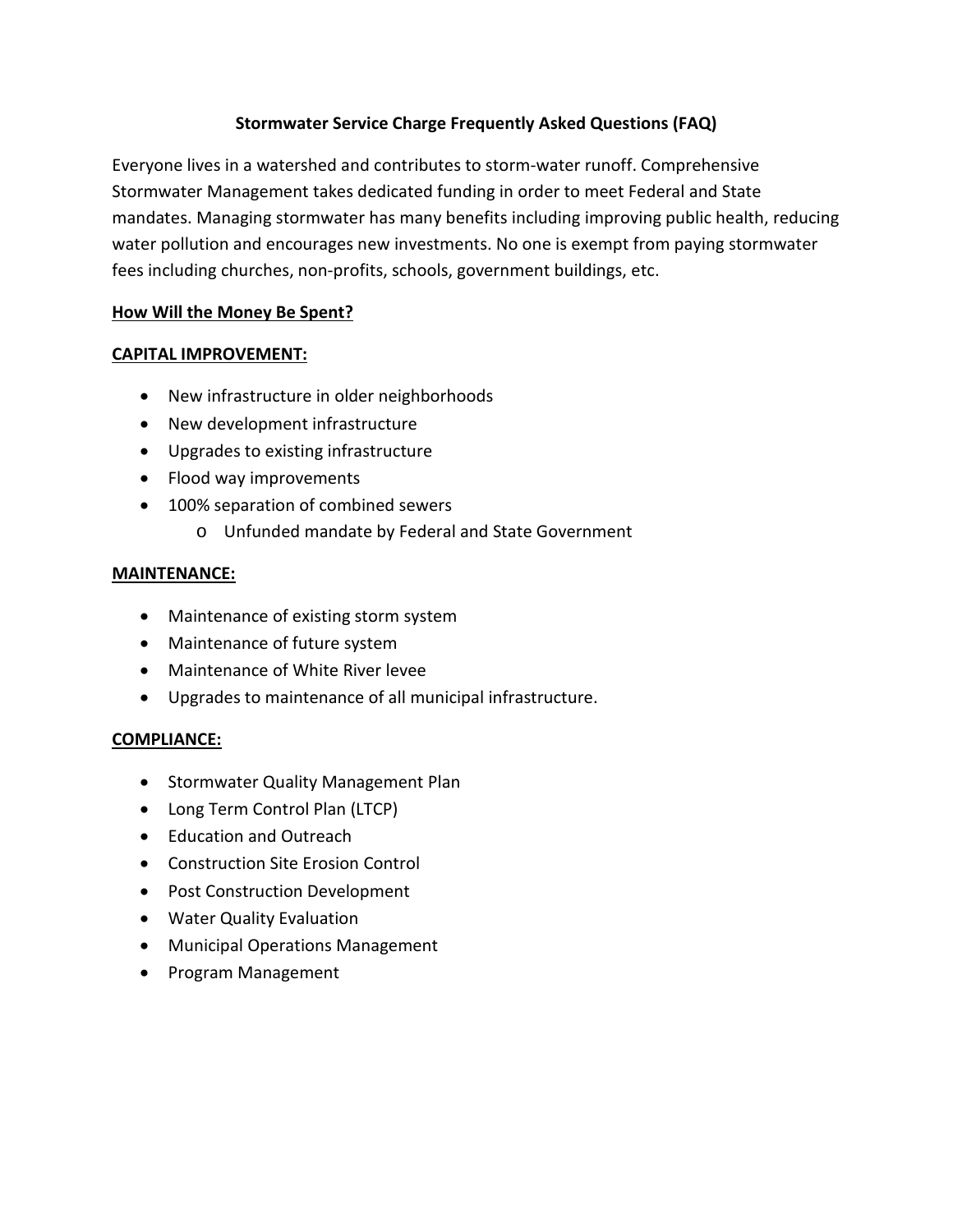# Stormwater Service Charge Frequently Asked Questions (FAQ)

Everyone lives in a watershed and contributes to storm-water runoff. Comprehensive Stormwater Management takes dedicated funding in order to meet Federal and State mandates. Managing stormwater has many benefits including improving public health, reducing water pollution and encourages new investments. No one is exempt from paying stormwater fees including churches, non-profits, schools, government buildings, etc.

## How Will the Money Be Spent?

### CAPITAL IMPROVEMENT:

- New infrastructure in older neighborhoods
- New development infrastructure
- Upgrades to existing infrastructure
- Flood way improvements
- 100% separation of combined sewers
  - Unfunded mandate by Federal and State Government

### MAINTENANCE:

- Maintenance of existing storm system
- Maintenance of future system
- Maintenance of White River levee
- Upgrades to maintenance of all municipal infrastructure.

### COMPLIANCE:

- Stormwater Quality Management Plan
- Long Term Control Plan (LTCP)
- Education and Outreach
- Construction Site Erosion Control
- Post Construction Development
- Water Quality Evaluation
- Municipal Operations Management
- Program Management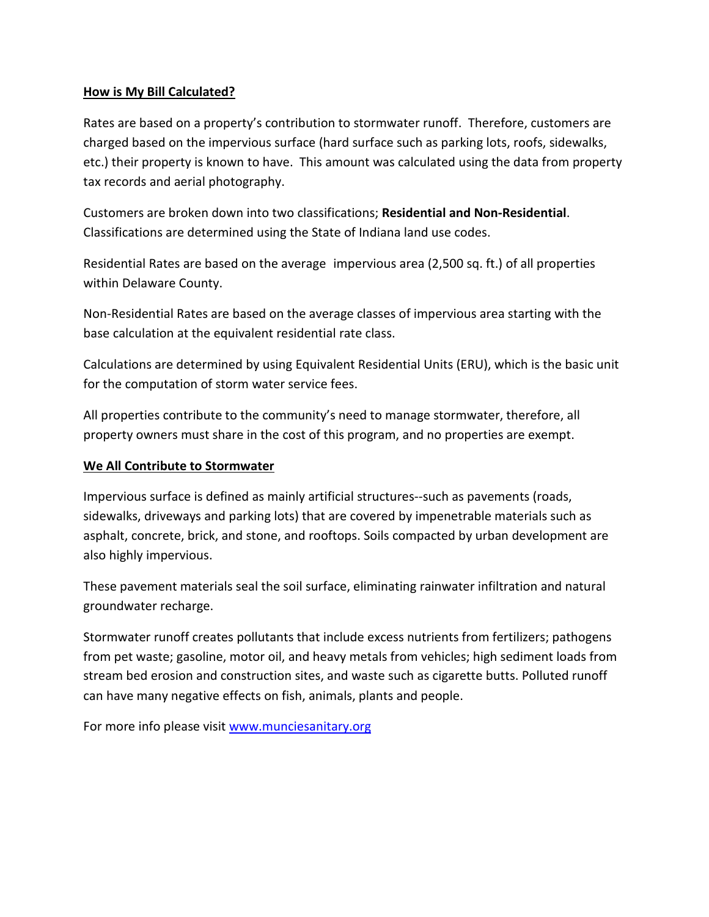## **How is My Bill Calculated?**

Rates are based on a property's contribution to stormwater runoff. Therefore, customers are charged based on the impervious surface (hard surface such as parking lots, roofs, sidewalks, etc.) their property is known to have. This amount was calculated using the data from property tax records and aerial photography.

Customers are broken down into two classifications; **Residential and Non-Residential**. Classifications are determined using the State of Indiana land use codes.

Residential Rates are based on the average impervious area (2,500 sq. ft.) of all properties within Delaware County.

Non-Residential Rates are based on the average classes of impervious area starting with the base calculation at the equivalent residential rate class.

Calculations are determined by using Equivalent Residential Units (ERU), which is the basic unit for the computation of storm water service fees.

All properties contribute to the community's need to manage stormwater, therefore, all property owners must share in the cost of this program, and no properties are exempt.

## **We All Contribute to Stormwater**

Impervious surface is defined as mainly artificial structures--such as pavements (roads, sidewalks, driveways and parking lots) that are covered by impenetrable materials such as asphalt, concrete, brick, and stone, and rooftops. Soils compacted by urban development are also highly impervious.

These pavement materials seal the soil surface, eliminating rainwater infiltration and natural groundwater recharge.

Stormwater runoff creates pollutants that include excess nutrients from fertilizers; pathogens from pet waste; gasoline, motor oil, and heavy metals from vehicles; high sediment loads from stream bed erosion and construction sites, and waste such as cigarette butts. Polluted runoff can have many negative effects on fish, animals, plants and people.

For more info please visit [www.munciesanitary.org](http://www.munciesanitary.org)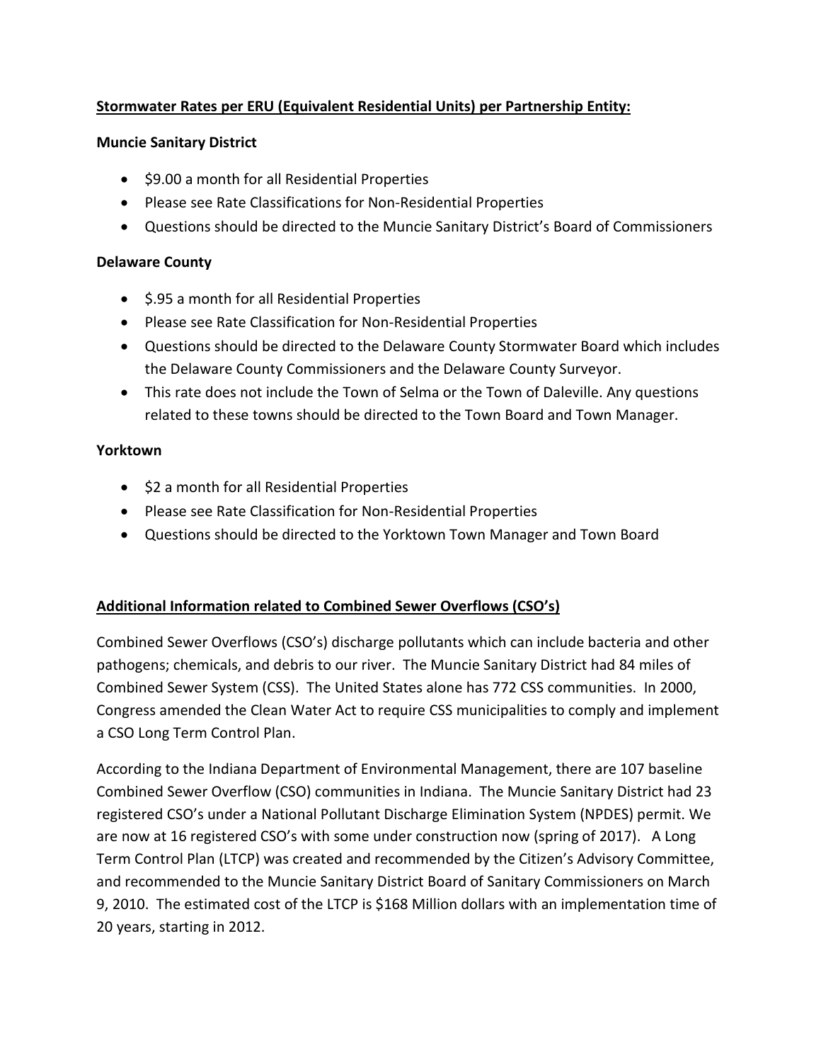**Stormwater Rates per ERU (Equivalent Residential Units) per Partnership Entity:**

**Muncie Sanitary District**

- $9.00 a month for all Residential Properties
- Please see Rate Classifications for Non-Residential Properties
- Questions should be directed to the Muncie Sanitary District's Board of Commissioners

**Delaware County**

- $.95 a month for all Residential Properties
- Please see Rate Classification for Non-Residential Properties
- Questions should be directed to the Delaware County Stormwater Board which includes the Delaware County Commissioners and the Delaware County Surveyor.
- This rate does not include the Town of Selma or the Town of Daleville. Any questions related to these towns should be directed to the Town Board and Town Manager.

**Yorktown**

- $2 a month for all Residential Properties
- Please see Rate Classification for Non-Residential Properties
- Questions should be directed to the Yorktown Town Manager and Town Board

**Additional Information related to Combined Sewer Overflows (CSO's)**

Combined Sewer Overflows (CSO's) discharge pollutants which can include bacteria and other pathogens; chemicals, and debris to our river. The Muncie Sanitary District had 84 miles of Combined Sewer System (CSS). The United States alone has 772 CSS communities. In 2000, Congress amended the Clean Water Act to require CSS municipalities to comply and implement a CSO Long Term Control Plan.

According to the Indiana Department of Environmental Management, there are 107 baseline Combined Sewer Overflow (CSO) communities in Indiana. The Muncie Sanitary District had 23 registered CSO's under a National Pollutant Discharge Elimination System (NPDES) permit. We are now at 16 registered CSO's with some under construction now (spring of 2017). A Long Term Control Plan (LTCP) was created and recommended by the Citizen's Advisory Committee, and recommended to the Muncie Sanitary District Board of Sanitary Commissioners on March 9, 2010. The estimated cost of the LTCP is $168 Million dollars with an implementation time of 20 years, starting in 2012.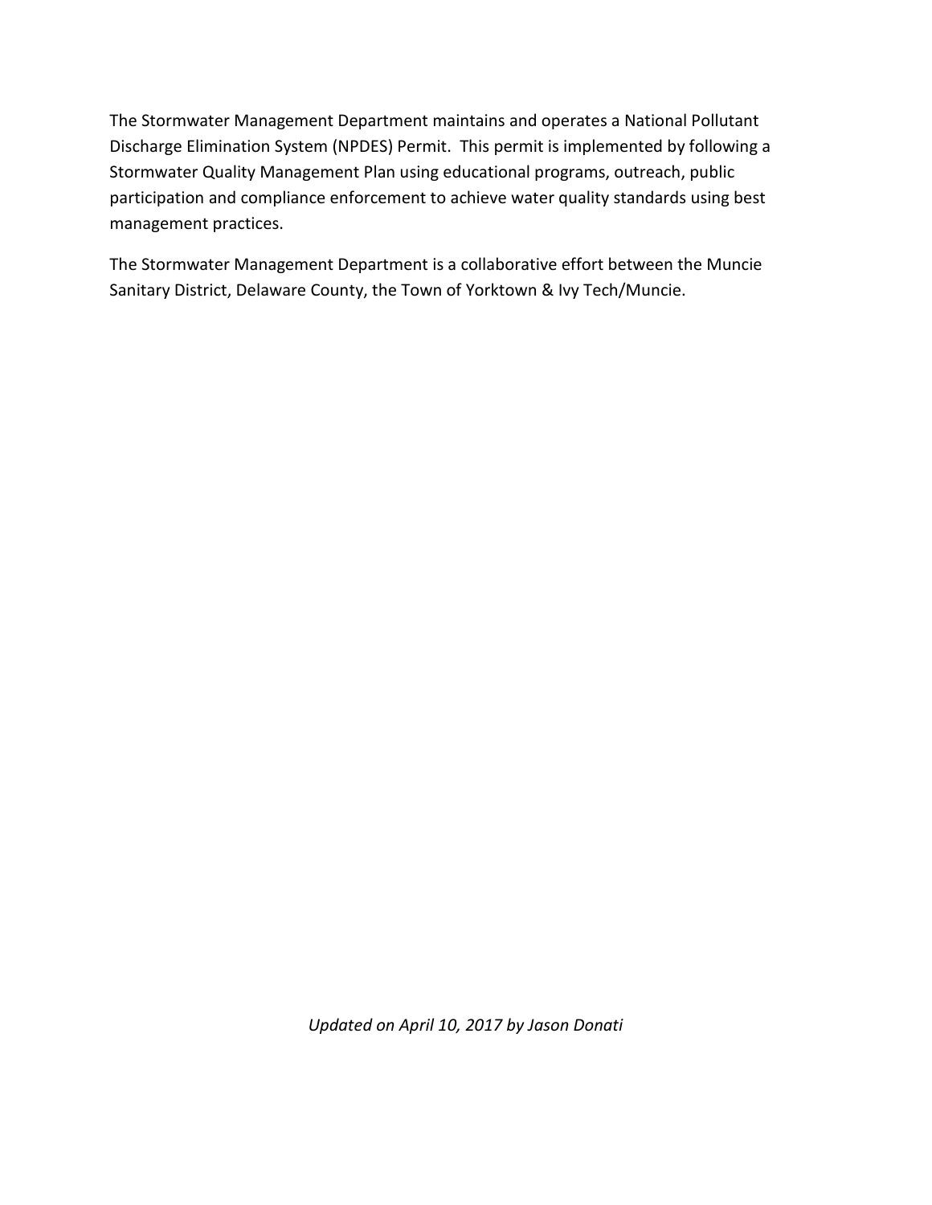The Stormwater Management Department maintains and operates a National Pollutant Discharge Elimination System (NPDES) Permit. This permit is implemented by following a Stormwater Quality Management Plan using educational programs, outreach, public participation and compliance enforcement to achieve water quality standards using best management practices.

The Stormwater Management Department is a collaborative effort between the Muncie Sanitary District, Delaware County, the Town of Yorktown & Ivy Tech/Muncie.

*Updated on April 10, 2017 by Jason Donati*